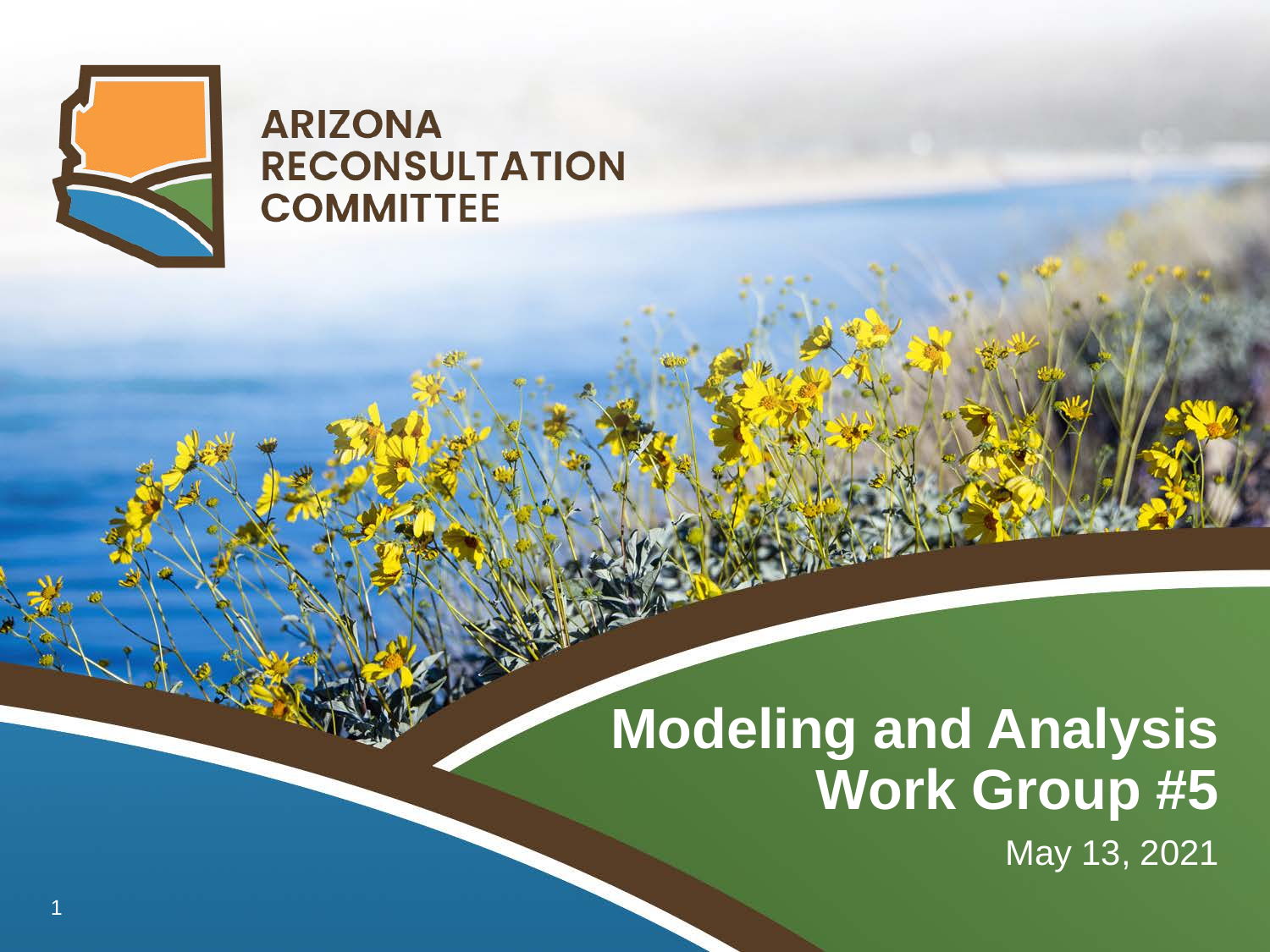**ARIZONA RECONSULTATION COMMITTEE**

# Modeling and Analysis Work Group #5

May 13, 2021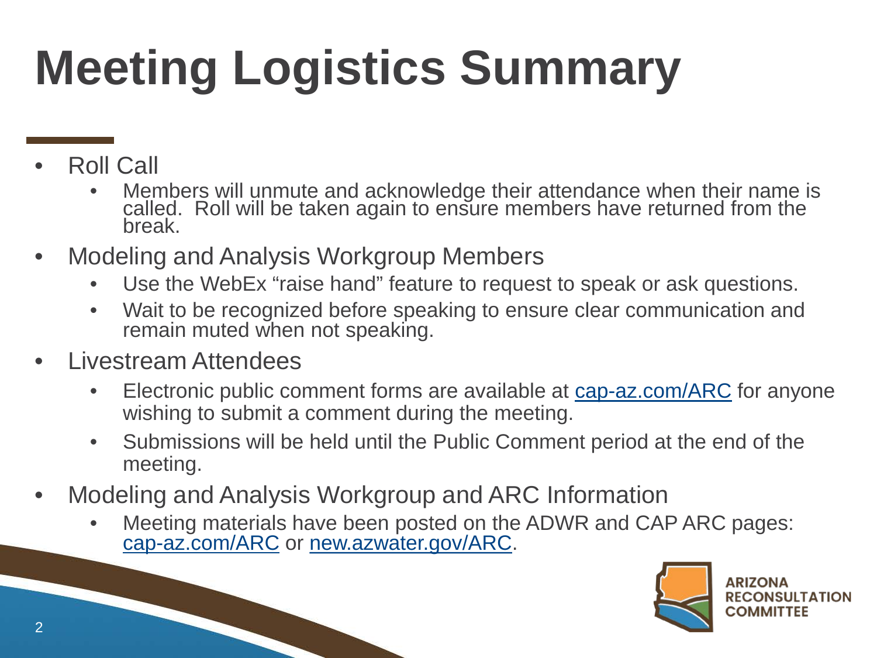# Meeting Logistics Summary

- Roll Call
  - Members will unmute and acknowledge their attendance when their name is called. Roll will be taken again to ensure members have returned from the break.
- Modeling and Analysis Workgroup Members
  - Use the WebEx "raise hand" feature to request to speak or ask questions.
  - Wait to be recognized before speaking to ensure clear communication and remain muted when not speaking.
- Livestream Attendees
  - Electronic public comment forms are available at cap-az.com/ARC for anyone wishing to submit a comment during the meeting.
  - Submissions will be held until the Public Comment period at the end of the meeting.
- Modeling and Analysis Workgroup and ARC Information
  - Meeting materials have been posted on the ADWR and CAP ARC pages: cap-az.com/ARC or new.azwater.gov/ARC.

ARIZONA RECONSULTATION COMMITTEE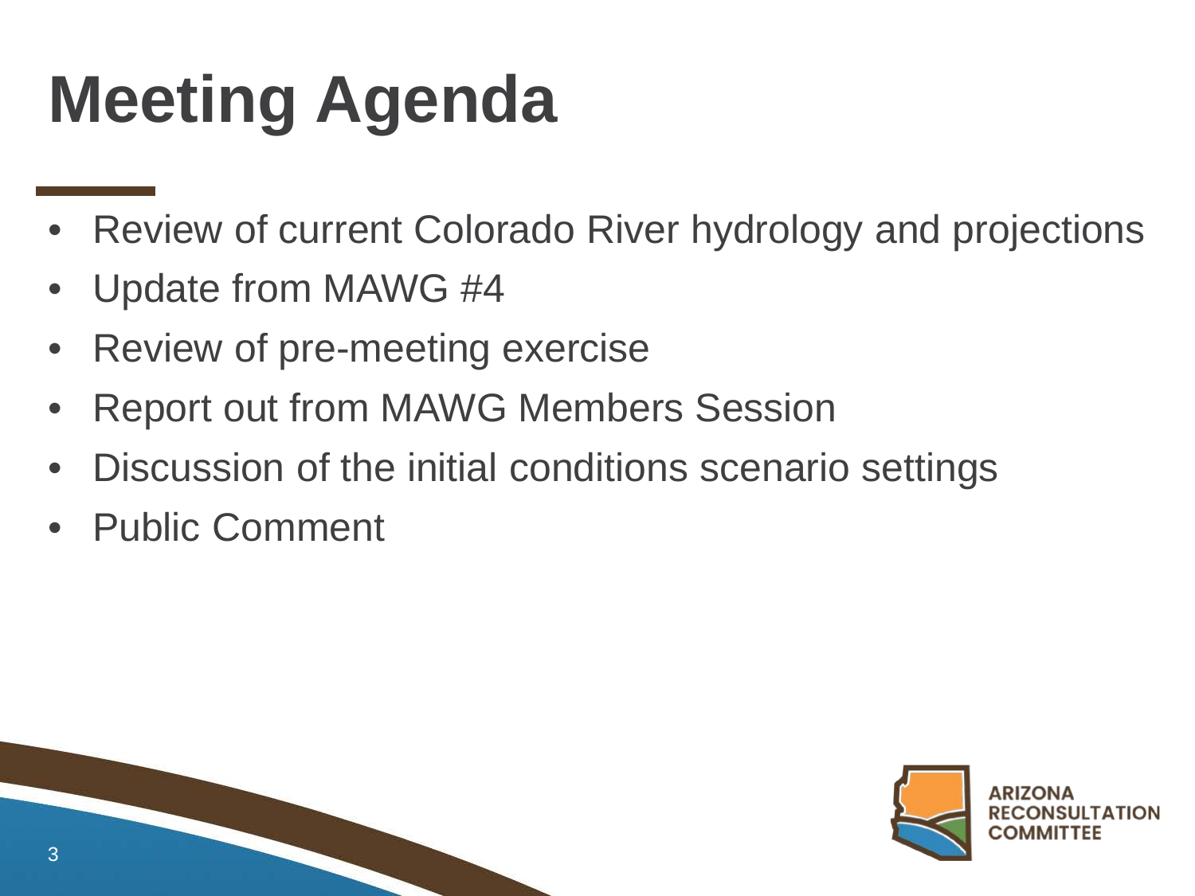# Meeting Agenda

- Review of current Colorado River hydrology and projections
- Update from MAWG #4
- Review of pre-meeting exercise
- Report out from MAWG Members Session
- Discussion of the initial conditions scenario settings
- Public Comment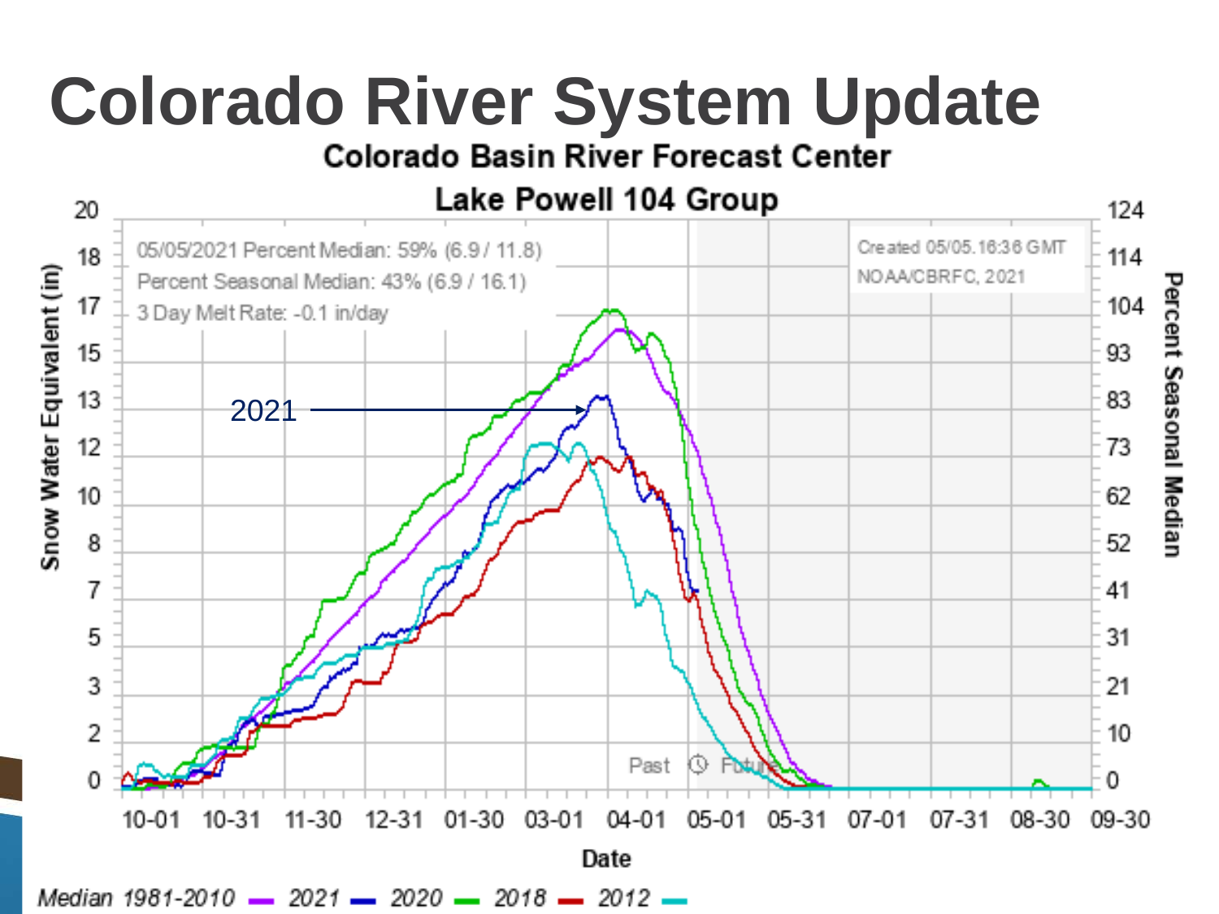# Colorado River System Update

Colorado Basin River Forecast Center

Lake Powell 104 Group

05/05/2021 Percent Median: 59% (6.9 / 11.8)

Percent Seasonal Median: 43% (6.9 / 16.1)

3 Day Melt Rate: -0.1 in/day

Created 05/05.16:36 GMT

NOAA/CBRFC, 2021

2021

Snow Water Equivalent (in)

Percent Seasonal Median

Past Future

Date

*Median 1981-2010* — *2021* — *2020* — *2018* — *2012* —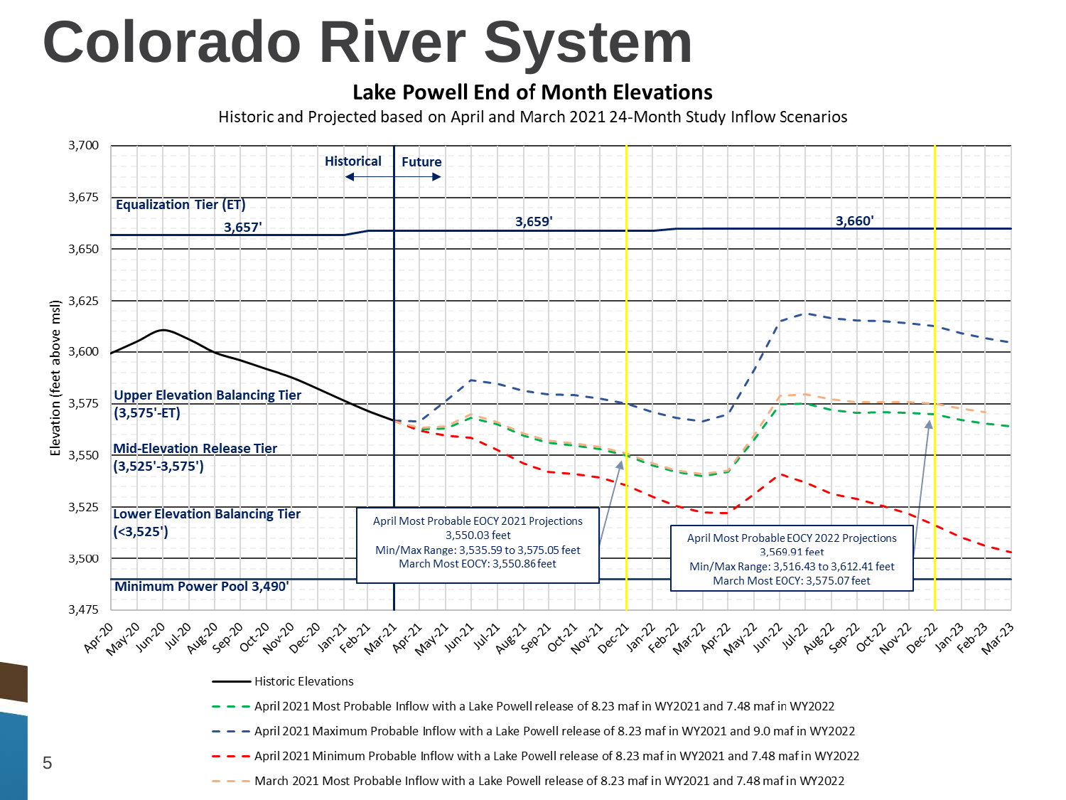# Colorado River System

## Lake Powell End of Month Elevations

Historic and Projected based on April and March 2021 24-Month Study Inflow Scenarios

Historical ← → Future

Equalization Tier (ET): 3,657' · 3,659' · 3,660'

Upper Elevation Balancing Tier (3,575'-ET)

Mid-Elevation Release Tier (3,525'-3,575')

Lower Elevation Balancing Tier (<3,525')

Minimum Power Pool 3,490'

April Most Probable EOCY 2021 Projections
3,550.03 feet
Min/Max Range: 3,535.59 to 3,575.05 feet
March Most EOCY: 3,550.86 feet

April Most Probable EOCY 2022 Projections
3,569.91 feet
Min/Max Range: 3,516.43 to 3,612.41 feet
March Most EOCY: 3,575.07 feet

Elevation (feet above msl)

- Historic Elevations
- April 2021 Most Probable Inflow with a Lake Powell release of 8.23 maf in WY2021 and 7.48 maf in WY2022
- April 2021 Maximum Probable Inflow with a Lake Powell release of 8.23 maf in WY2021 and 9.0 maf in WY2022
- April 2021 Minimum Probable Inflow with a Lake Powell release of 8.23 maf in WY2021 and 7.48 maf in WY2022
- March 2021 Most Probable Inflow with a Lake Powell release of 8.23 maf in WY2021 and 7.48 maf in WY2022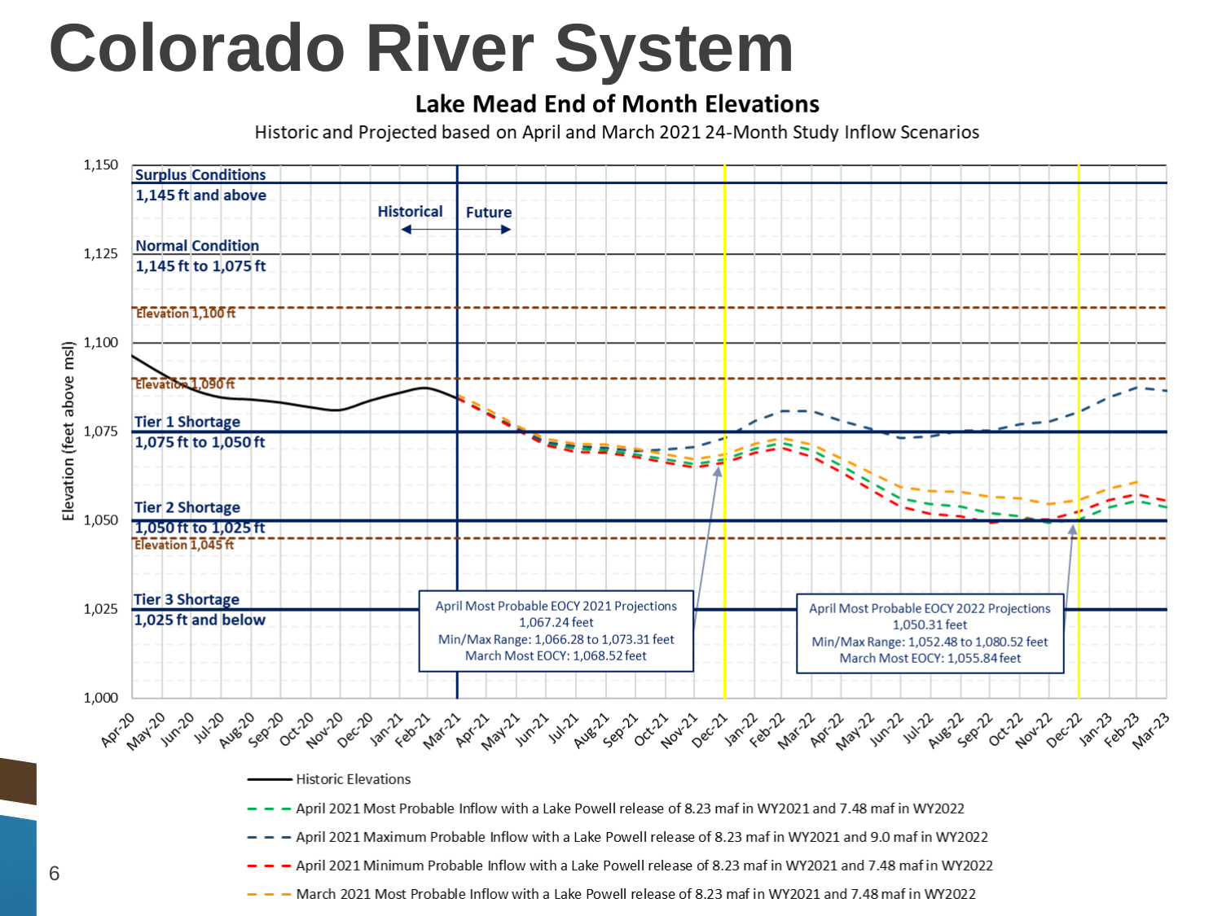# Colorado River System

## Lake Mead End of Month Elevations

Historic and Projected based on April and March 2021 24-Month Study Inflow Scenarios

Surplus Conditions
1,145 ft and above

Normal Condition
1,145 ft to 1,075 ft

Elevation 1,100 ft

Elevation 1,090 ft

Tier 1 Shortage
1,075 ft to 1,050 ft

Tier 2 Shortage
1,050 ft to 1,025 ft

Elevation 1,045 ft

Tier 3 Shortage
1,025 ft and below

Historical ← → Future

April Most Probable EOCY 2021 Projections
1,067.24 feet
Min/Max Range: 1,066.28 to 1,073.31 feet
March Most EOCY: 1,068.52 feet

April Most Probable EOCY 2022 Projections
1,050.31 feet
Min/Max Range: 1,052.48 to 1,080.52 feet
March Most EOCY: 1,055.84 feet

Elevation (feet above msl)

- Historic Elevations
- April 2021 Most Probable Inflow with a Lake Powell release of 8.23 maf in WY2021 and 7.48 maf in WY2022
- April 2021 Maximum Probable Inflow with a Lake Powell release of 8.23 maf in WY2021 and 9.0 maf in WY2022
- April 2021 Minimum Probable Inflow with a Lake Powell release of 8.23 maf in WY2021 and 7.48 maf in WY2022
- March 2021 Most Probable Inflow with a Lake Powell release of 8.23 maf in WY2021 and 7.48 maf in WY2022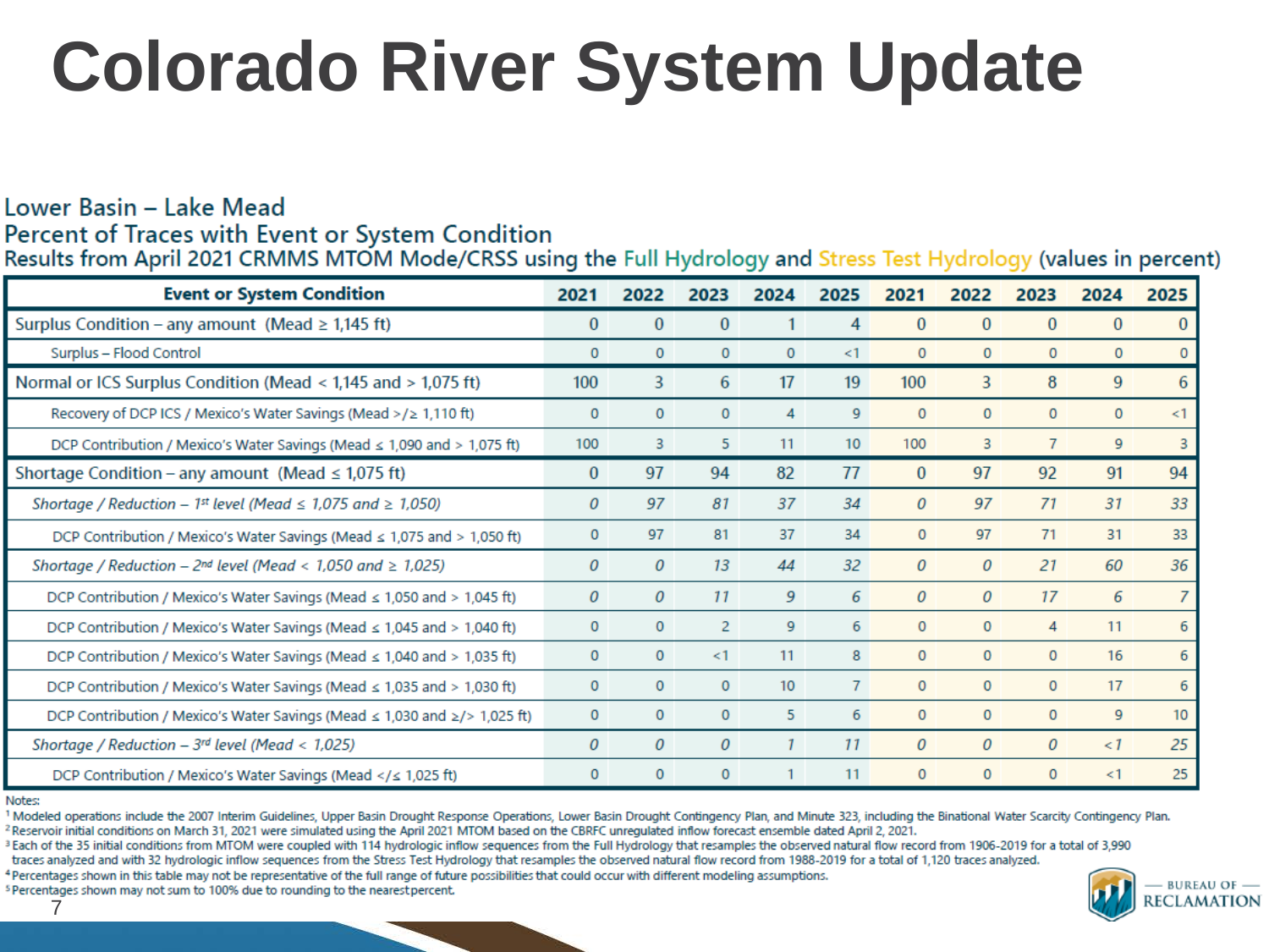# Colorado River System Update

Lower Basin – Lake Mead

Percent of Traces with Event or System Condition

Results from April 2021 CRMMS MTOM Mode/CRSS using the Full Hydrology and Stress Test Hydrology (values in percent)

| Event or System Condition | Full Hydrology 2021 | Full Hydrology 2022 | Full Hydrology 2023 | Full Hydrology 2024 | Full Hydrology 2025 | Stress Test Hydrology 2021 | Stress Test Hydrology 2022 | Stress Test Hydrology 2023 | Stress Test Hydrology 2024 | Stress Test Hydrology 2025 |
|---|---|---|---|---|---|---|---|---|---|---|
| Surplus Condition – any amount (Mead ≥ 1,145 ft) | 0 | 0 | 0 | 1 | 4 | 0 | 0 | 0 | 0 | 0 |
| Surplus – Flood Control | 0 | 0 | 0 | 0 | <1 | 0 | 0 | 0 | 0 | 0 |
| Normal or ICS Surplus Condition (Mead < 1,145 and > 1,075 ft) | 100 | 3 | 6 | 17 | 19 | 100 | 3 | 8 | 9 | 6 |
| Recovery of DCP ICS / Mexico's Water Savings (Mead >/≥ 1,110 ft) | 0 | 0 | 0 | 4 | 9 | 0 | 0 | 0 | 0 | <1 |
| DCP Contribution / Mexico's Water Savings (Mead ≤ 1,090 and > 1,075 ft) | 100 | 3 | 5 | 11 | 10 | 100 | 3 | 7 | 9 | 3 |
| Shortage Condition – any amount (Mead ≤ 1,075 ft) | 0 | 97 | 94 | 82 | 77 | 0 | 97 | 92 | 91 | 94 |
| *Shortage / Reduction – 1st level (Mead ≤ 1,075 and ≥ 1,050)* | *0* | *97* | *81* | *37* | *34* | *0* | *97* | *71* | *31* | *33* |
| DCP Contribution / Mexico's Water Savings (Mead ≤ 1,075 and > 1,050 ft) | 0 | 97 | 81 | 37 | 34 | 0 | 97 | 71 | 31 | 33 |
| *Shortage / Reduction – 2nd level (Mead < 1,050 and ≥ 1,025)* | *0* | *0* | *13* | *44* | *32* | *0* | *0* | *21* | *60* | *36* |
| DCP Contribution / Mexico's Water Savings (Mead ≤ 1,050 and > 1,045 ft) | 0 | 0 | 11 | 9 | 6 | 0 | 0 | 17 | 6 | 7 |
| DCP Contribution / Mexico's Water Savings (Mead ≤ 1,045 and > 1,040 ft) | 0 | 0 | 2 | 9 | 6 | 0 | 0 | 4 | 11 | 6 |
| DCP Contribution / Mexico's Water Savings (Mead ≤ 1,040 and > 1,035 ft) | 0 | 0 | <1 | 11 | 8 | 0 | 0 | 0 | 16 | 6 |
| DCP Contribution / Mexico's Water Savings (Mead ≤ 1,035 and > 1,030 ft) | 0 | 0 | 0 | 10 | 7 | 0 | 0 | 0 | 17 | 6 |
| DCP Contribution / Mexico's Water Savings (Mead ≤ 1,030 and ≥/> 1,025 ft) | 0 | 0 | 0 | 5 | 6 | 0 | 0 | 0 | 9 | 10 |
| *Shortage / Reduction – 3rd level (Mead < 1,025)* | *0* | *0* | *0* | *1* | *11* | *0* | *0* | *0* | *<1* | *25* |
| DCP Contribution / Mexico's Water Savings (Mead </≤ 1,025 ft) | 0 | 0 | 0 | 1 | 11 | 0 | 0 | 0 | <1 | 25 |

Notes:

[1] Modeled operations include the 2007 Interim Guidelines, Upper Basin Drought Response Operations, Lower Basin Drought Contingency Plan, and Minute 323, including the Binational Water Scarcity Contingency Plan.

[2] Reservoir initial conditions on March 31, 2021 were simulated using the April 2021 MTOM based on the CBRFC unregulated inflow forecast ensemble dated April 2, 2021.

[3] Each of the 35 initial conditions from MTOM were coupled with 114 hydrologic inflow sequences from the Full Hydrology that resamples the observed natural flow record from 1906-2019 for a total of 3,990 traces analyzed and with 32 hydrologic inflow sequences from the Stress Test Hydrology that resamples the observed natural flow record from 1988-2019 for a total of 1,120 traces analyzed.

[4] Percentages shown in this table may not be representative of the full range of future possibilities that could occur with different modeling assumptions.

[5] Percentages shown may not sum to 100% due to rounding to the nearest percent.

BUREAU OF RECLAMATION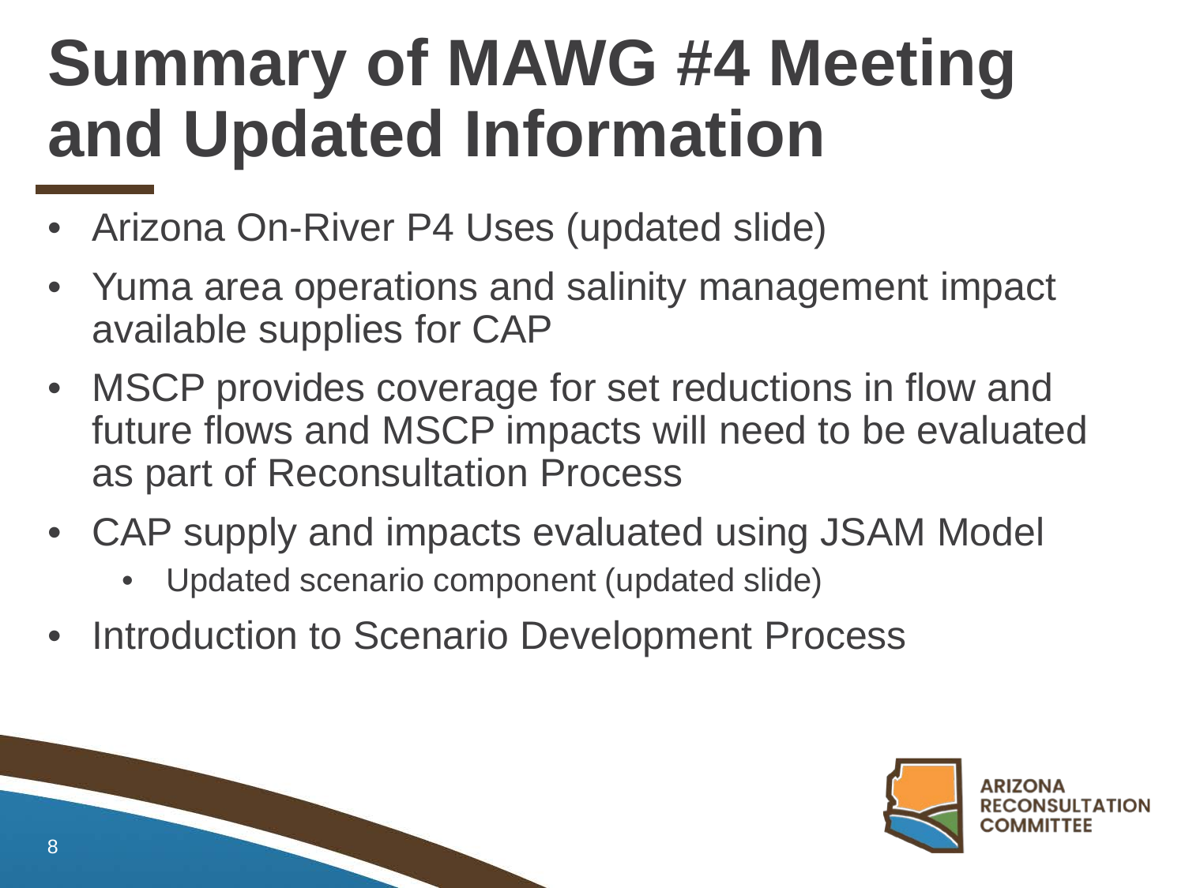# Summary of MAWG #4 Meeting and Updated Information

- Arizona On-River P4 Uses (updated slide)
- Yuma area operations and salinity management impact available supplies for CAP
- MSCP provides coverage for set reductions in flow and future flows and MSCP impacts will need to be evaluated as part of Reconsultation Process
- CAP supply and impacts evaluated using JSAM Model
  - Updated scenario component (updated slide)
- Introduction to Scenario Development Process

ARIZONA RECONSULTATION COMMITTEE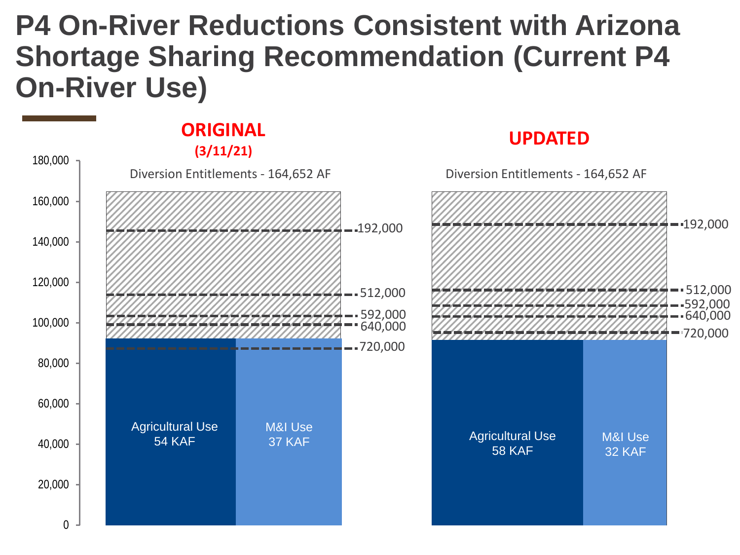# P4 On-River Reductions Consistent with Arizona Shortage Sharing Recommendation (Current P4 On-River Use)

**ORIGINAL**

**(3/11/21)**

Diversion Entitlements - 164,652 AF

- 192,000
- 512,000
- 592,000
- 640,000
- 720,000

Agricultural Use 54 KAF

M&I Use 37 KAF

**UPDATED**

Diversion Entitlements - 164,652 AF

- 192,000
- 512,000
- 592,000
- 640,000
- 720,000

Agricultural Use 58 KAF

M&I Use 32 KAF

0, 20,000, 40,000, 60,000, 80,000, 100,000, 120,000, 140,000, 160,000, 180,000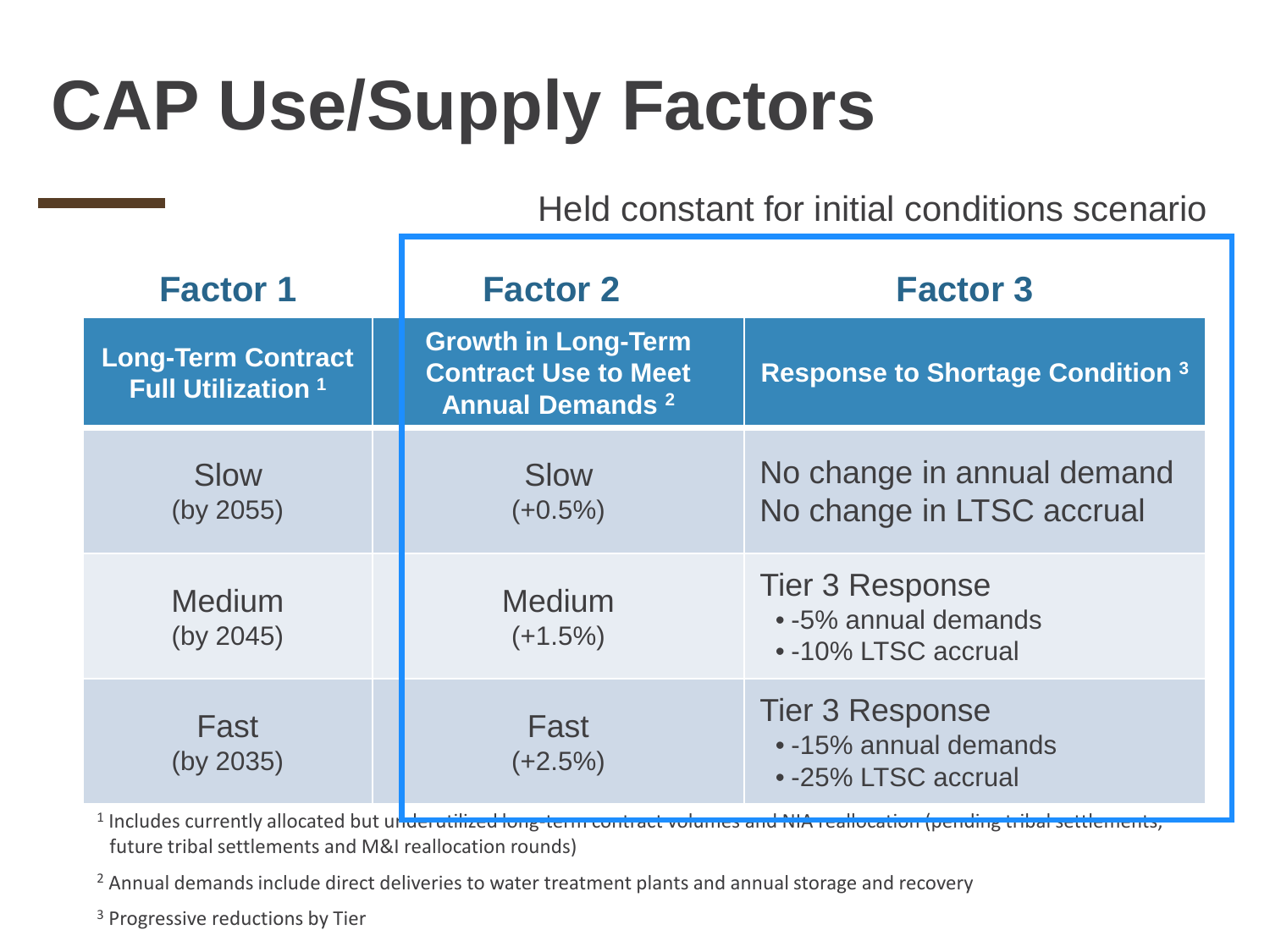# CAP Use/Supply Factors

Held constant for initial conditions scenario

| Factor 1 | Factor 2 | Factor 3 |
|---|---|---|
| **Long-Term Contract Full Utilization** [1] | **Growth in Long-Term Contract Use to Meet Annual Demands** [2] | **Response to Shortage Condition** [3] |
| Slow (by 2055) | Slow (+0.5%) | No change in annual demand<br>No change in LTSC accrual |
| Medium (by 2045) | Medium (+1.5%) | Tier 3 Response<br>• -5% annual demands<br>• -10% LTSC accrual |
| Fast (by 2035) | Fast (+2.5%) | Tier 3 Response<br>• -15% annual demands<br>• -25% LTSC accrual |

[1] Includes currently allocated but underutilized long-term contract volumes and NIA reallocation (pending tribal settlements, future tribal settlements and M&I reallocation rounds)

[2] Annual demands include direct deliveries to water treatment plants and annual storage and recovery

[3] Progressive reductions by Tier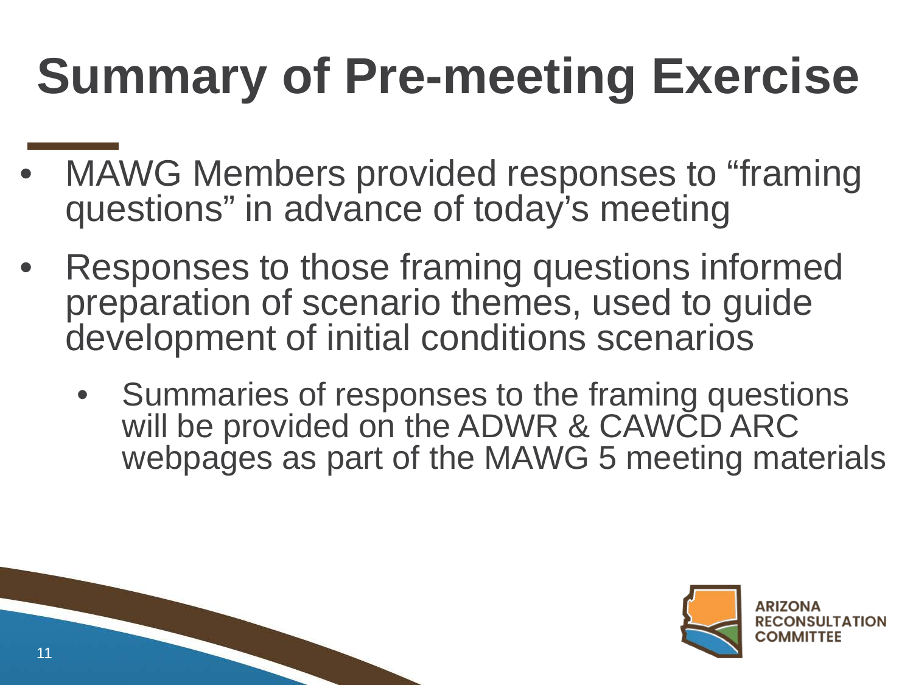# Summary of Pre-meeting Exercise

- MAWG Members provided responses to “framing questions” in advance of today’s meeting
- Responses to those framing questions informed preparation of scenario themes, used to guide development of initial conditions scenarios
  - Summaries of responses to the framing questions will be provided on the ADWR & CAWCD ARC webpages as part of the MAWG 5 meeting materials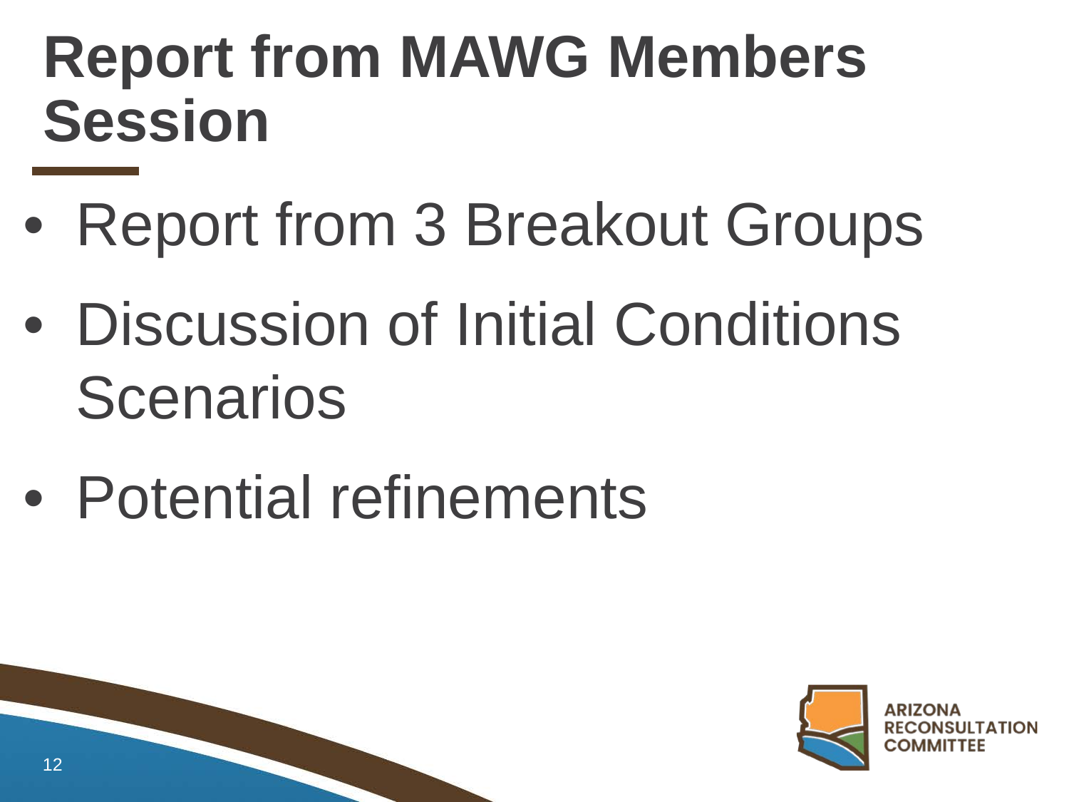# Report from MAWG Members Session

- Report from 3 Breakout Groups
- Discussion of Initial Conditions Scenarios
- Potential refinements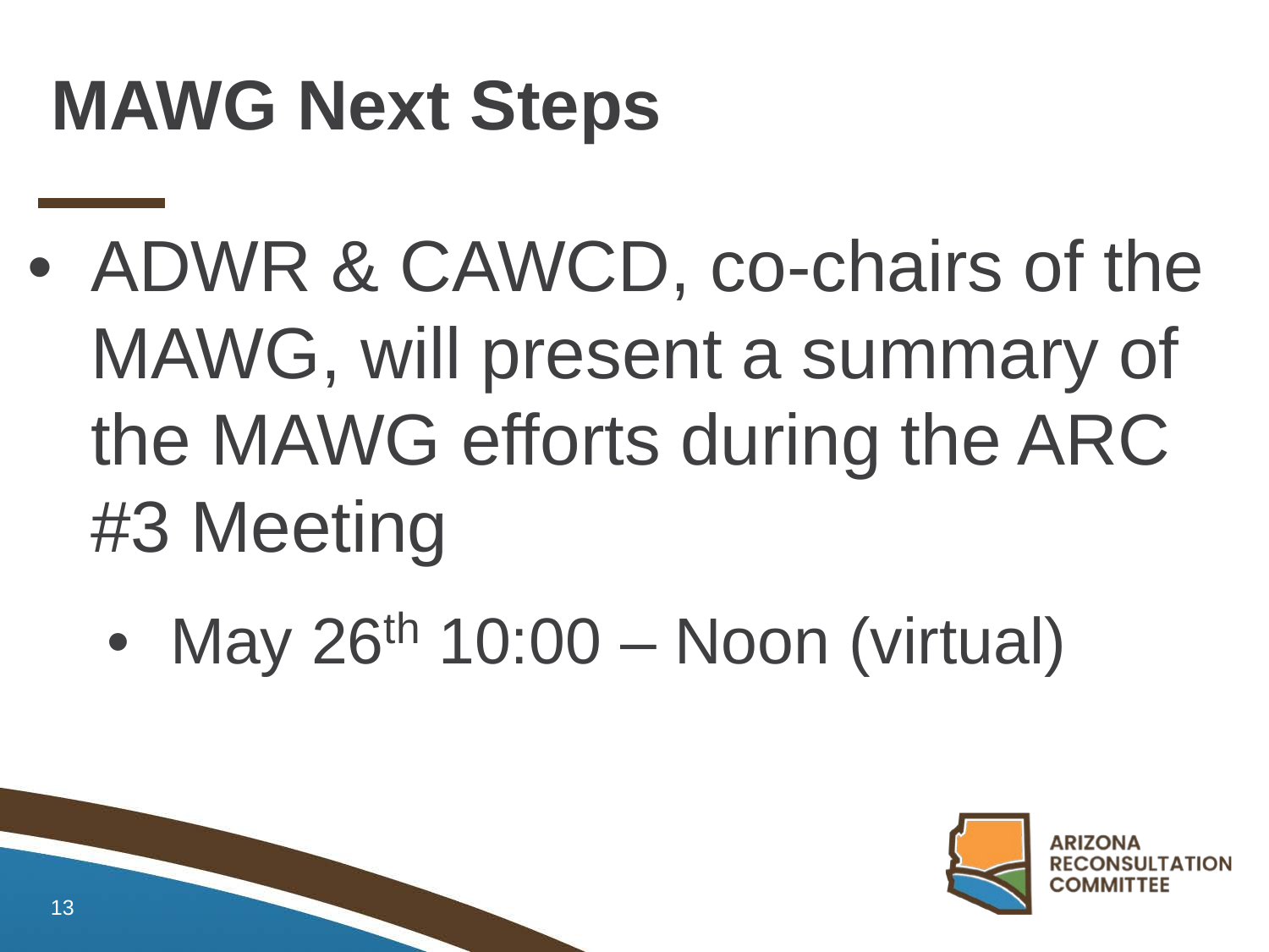# MAWG Next Steps

- ADWR & CAWCD, co-chairs of the MAWG, will present a summary of the MAWG efforts during the ARC #3 Meeting
  - May 26th 10:00 – Noon (virtual)

ARIZONA RECONSULTATION COMMITTEE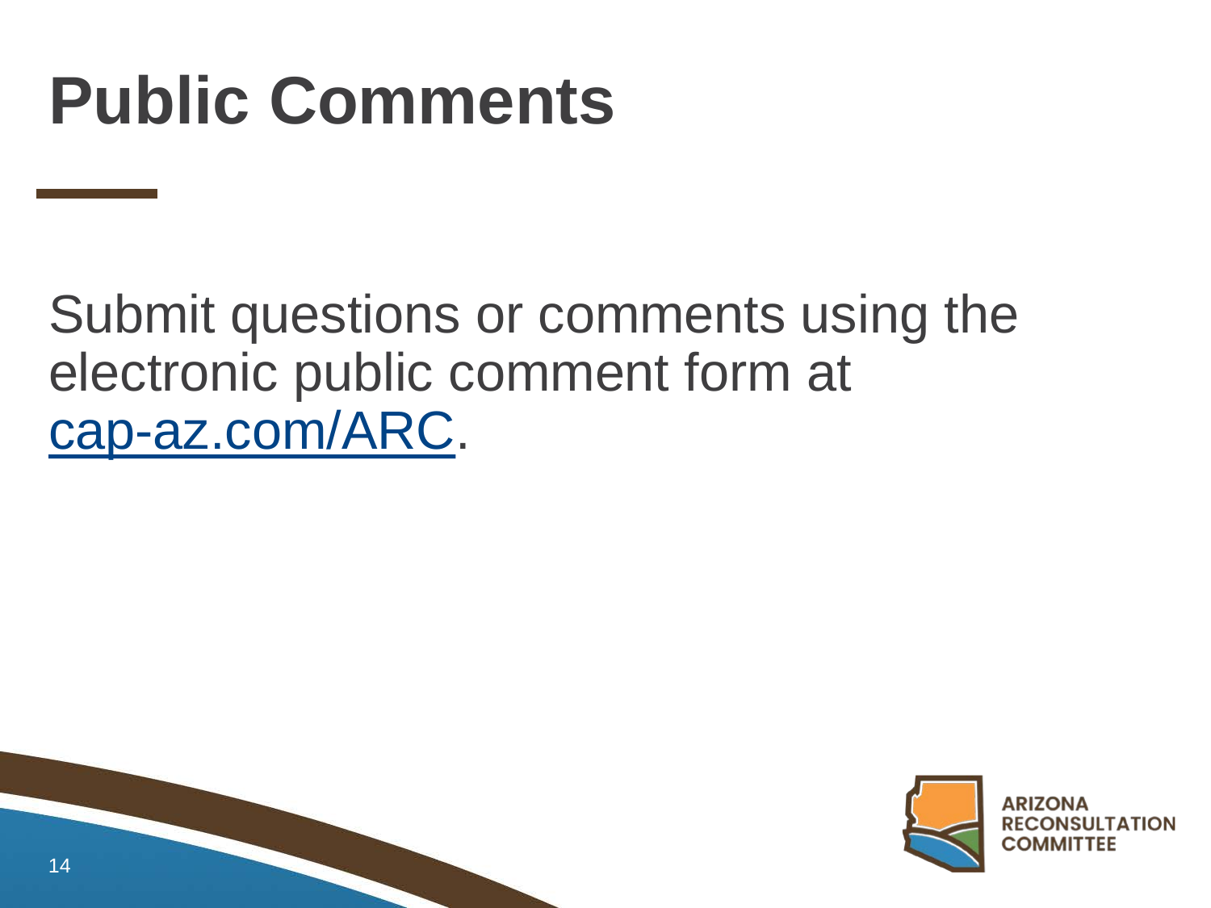# Public Comments

Submit questions or comments using the electronic public comment form at cap-az.com/ARC.

ARIZONA RECONSULTATION COMMITTEE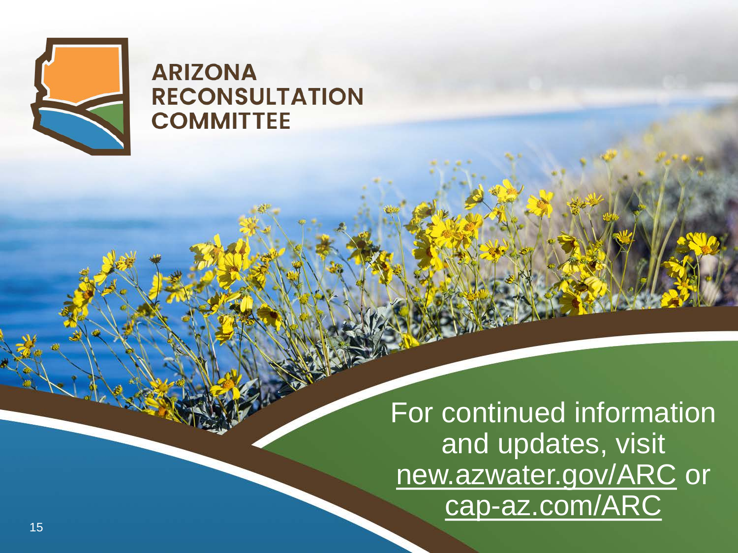**ARIZONA RECONSULTATION COMMITTEE**

For continued information and updates, visit new.azwater.gov/ARC or cap-az.com/ARC